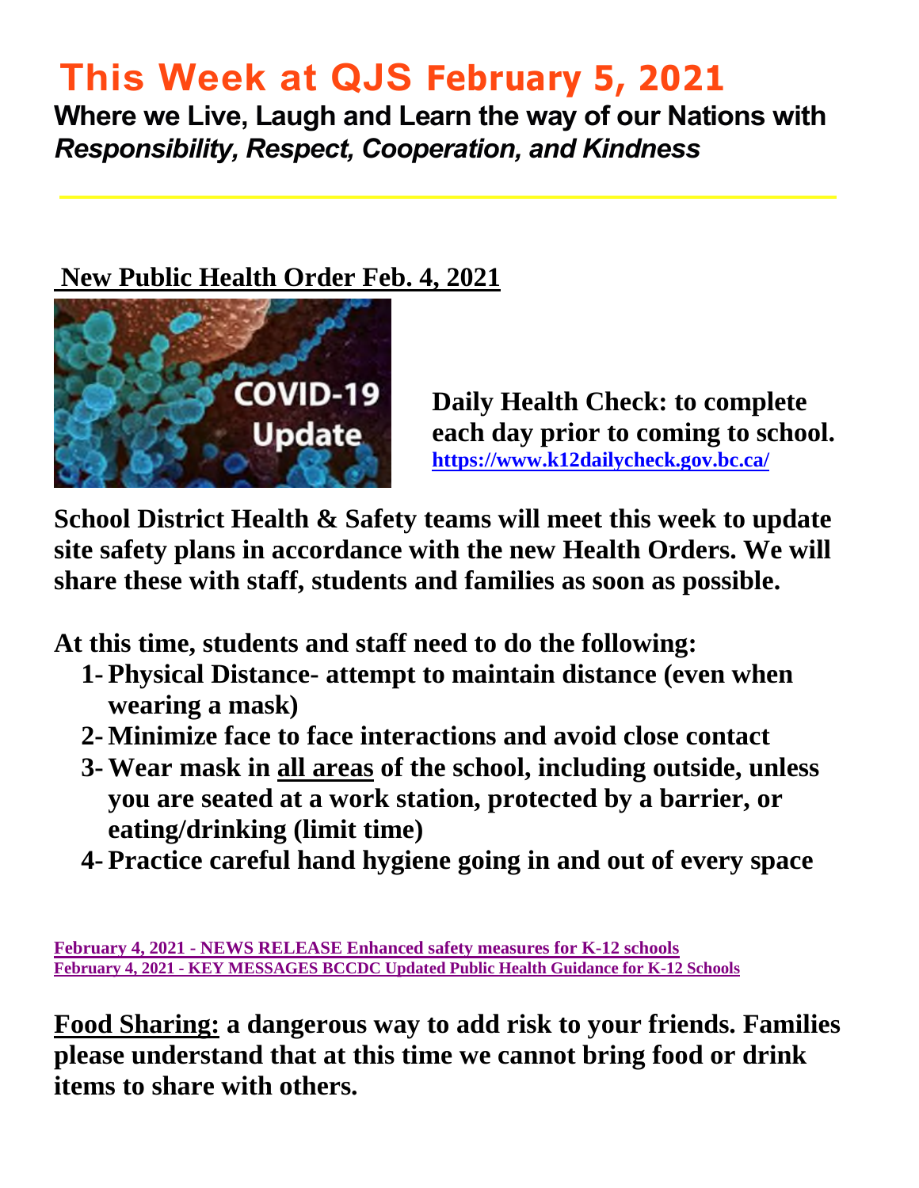# This Week at QJS February 5, 2021

**Where we Live, Laugh and Learn the way of our Nations with *Responsibility, Respect, Cooperation, and Kindness***

## New Public Health Order Feb. 4, 2021

**Daily Health Check: to complete each day prior to coming to school.**
**https://www.k12dailycheck.gov.bc.ca/**

**School District Health & Safety teams will meet this week to update site safety plans in accordance with the new Health Orders. We will share these with staff, students and families as soon as possible.**

**At this time, students and staff need to do the following:**

1. **Physical Distance- attempt to maintain distance (even when wearing a mask)**
2. **Minimize face to face interactions and avoid close contact**
3. **Wear mask in all areas of the school, including outside, unless you are seated at a work station, protected by a barrier, or eating/drinking (limit time)**
4. **Practice careful hand hygiene going in and out of every space**

**February 4, 2021 - NEWS RELEASE Enhanced safety measures for K-12 schools**
**February 4, 2021 - KEY MESSAGES BCCDC Updated Public Health Guidance for K-12 Schools**

**Food Sharing: a dangerous way to add risk to your friends. Families please understand that at this time we cannot bring food or drink items to share with others.**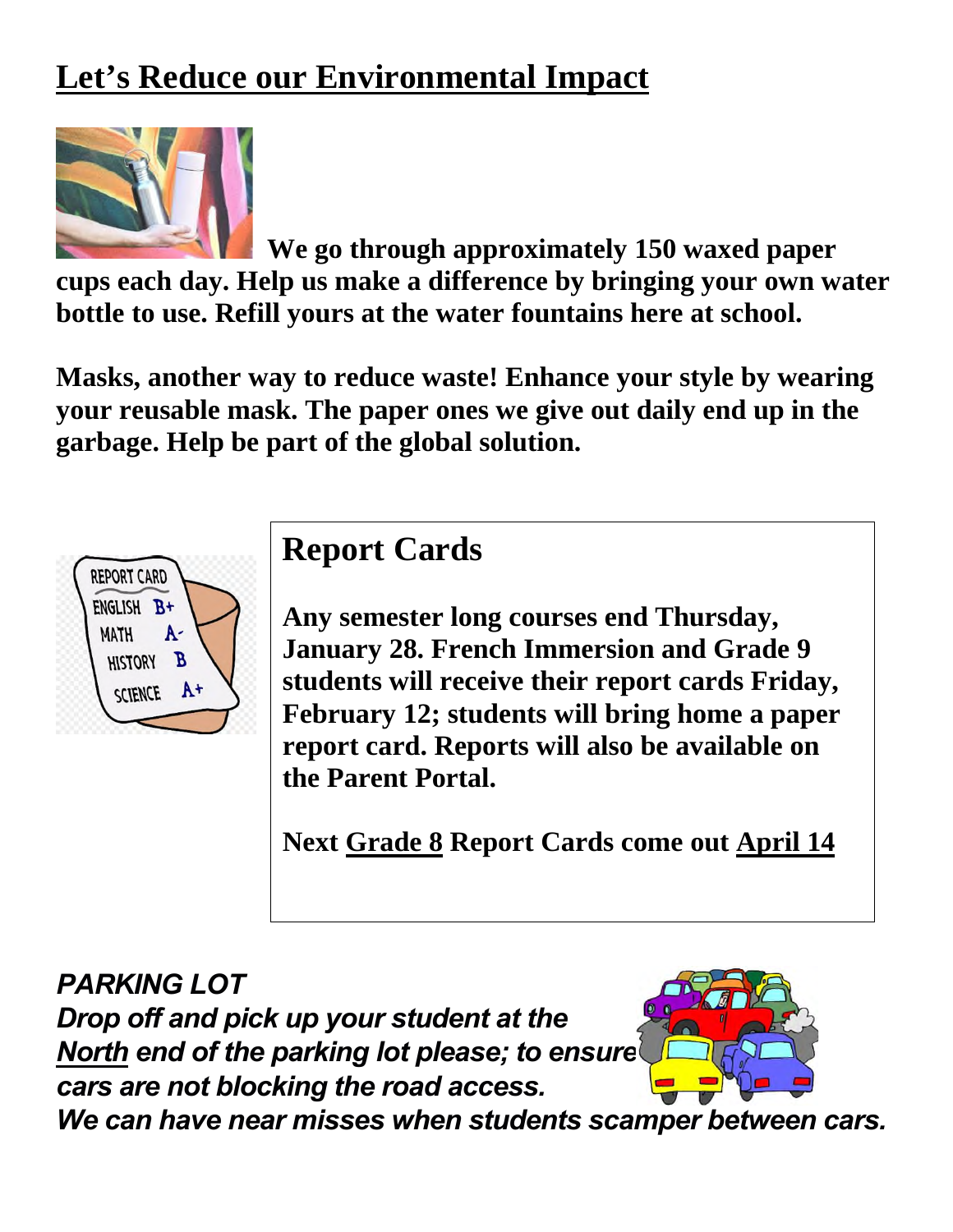## Let's Reduce our Environmental Impact

**We go through approximately 150 waxed paper cups each day. Help us make a difference by bringing your own water bottle to use. Refill yours at the water fountains here at school.**

**Masks, another way to reduce waste! Enhance your style by wearing your reusable mask. The paper ones we give out daily end up in the garbage. Help be part of the global solution.**

## Report Cards

**Any semester long courses end Thursday, January 28. French Immersion and Grade 9 students will receive their report cards Friday, February 12; students will bring home a paper report card. Reports will also be available on the Parent Portal.**

**Next Grade 8 Report Cards come out April 14**

***PARKING LOT***

***Drop off and pick up your student at the North end of the parking lot please; to ensure cars are not blocking the road access.***

***We can have near misses when students scamper between cars.***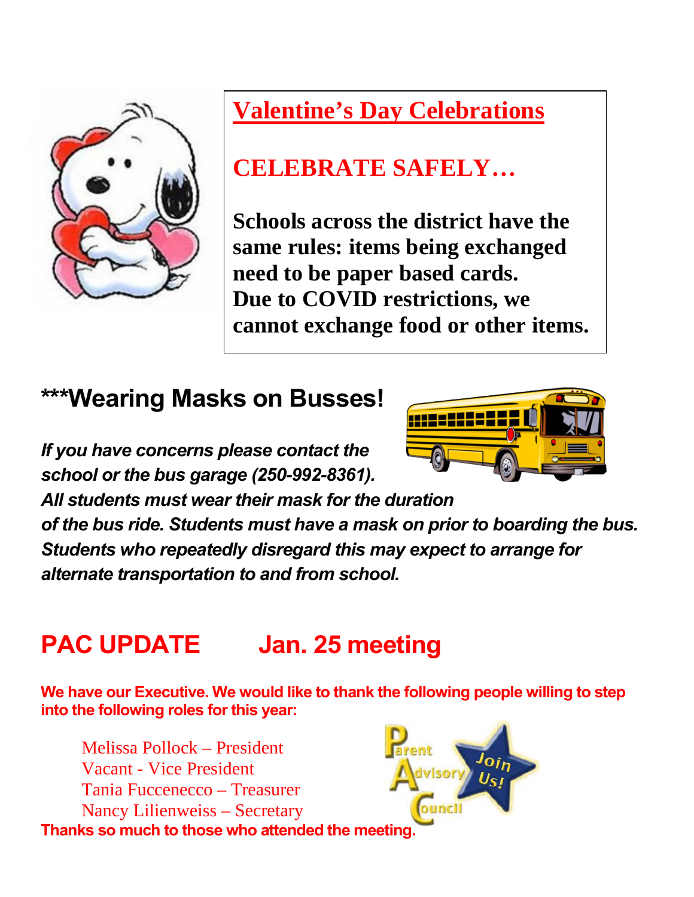## Valentine's Day Celebrations

## CELEBRATE SAFELY…

**Schools across the district have the same rules: items being exchanged need to be paper based cards. Due to COVID restrictions, we cannot exchange food or other items.**

## ***Wearing Masks on Busses!

***If you have concerns please contact the school or the bus garage (250-992-8361). All students must wear their mask for the duration of the bus ride. Students must have a mask on prior to boarding the bus. Students who repeatedly disregard this may expect to arrange for alternate transportation to and from school.***

## PAC UPDATE Jan. 25 meeting

**We have our Executive. We would like to thank the following people willing to step into the following roles for this year:**

Melissa Pollock – President
Vacant - Vice President
Tania Fuccenecco – Treasurer
Nancy Lilienweiss – Secretary

**Thanks so much to those who attended the meeting.**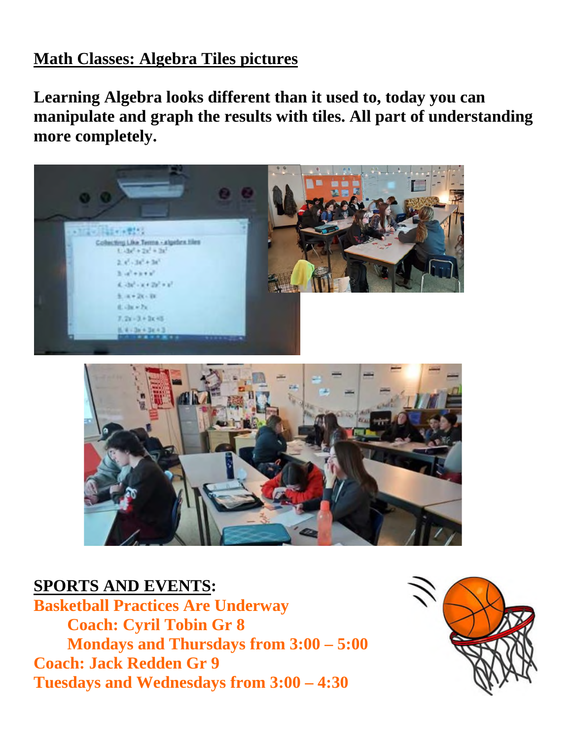## Math Classes: Algebra Tiles pictures

**Learning Algebra looks different than it used to, today you can manipulate and graph the results with tiles. All part of understanding more completely.**

## SPORTS AND EVENTS:

**Basketball Practices Are Underway**

**Coach: Cyril Tobin Gr 8**

**Mondays and Thursdays from 3:00 – 5:00**

**Coach: Jack Redden Gr 9**

**Tuesdays and Wednesdays from 3:00 – 4:30**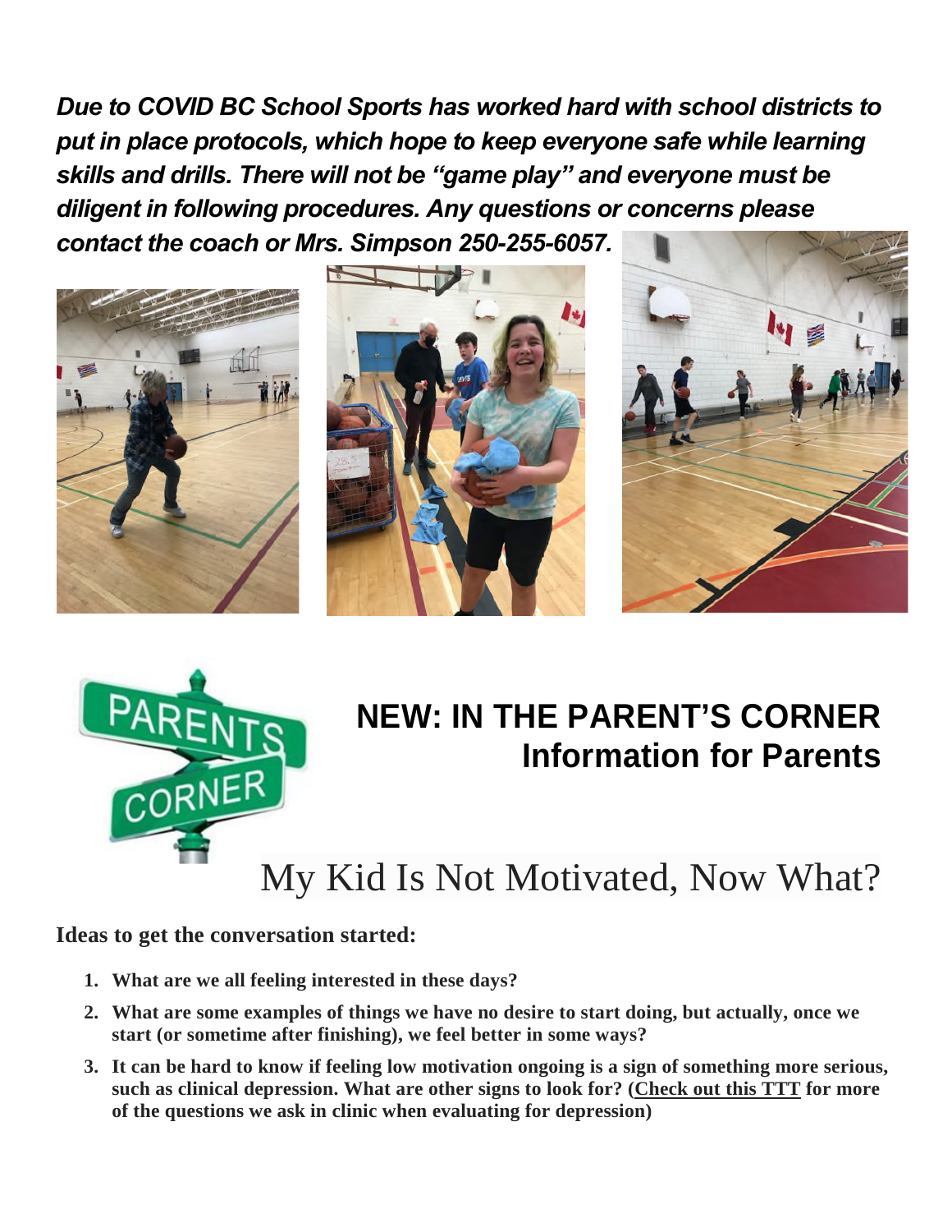***Due to COVID BC School Sports has worked hard with school districts to put in place protocols, which hope to keep everyone safe while learning skills and drills. There will not be "game play" and everyone must be diligent in following procedures. Any questions or concerns please contact the coach or Mrs. Simpson 250-255-6057.***

## NEW: IN THE PARENT'S CORNER
## Information for Parents

# My Kid Is Not Motivated, Now What?

**Ideas to get the conversation started:**

1. **What are we all feeling interested in these days?**
2. **What are some examples of things we have no desire to start doing, but actually, once we start (or sometime after finishing), we feel better in some ways?**
3. **It can be hard to know if feeling low motivation ongoing is a sign of something more serious, such as clinical depression. What are other signs to look for? (Check out this TTT for more of the questions we ask in clinic when evaluating for depression)**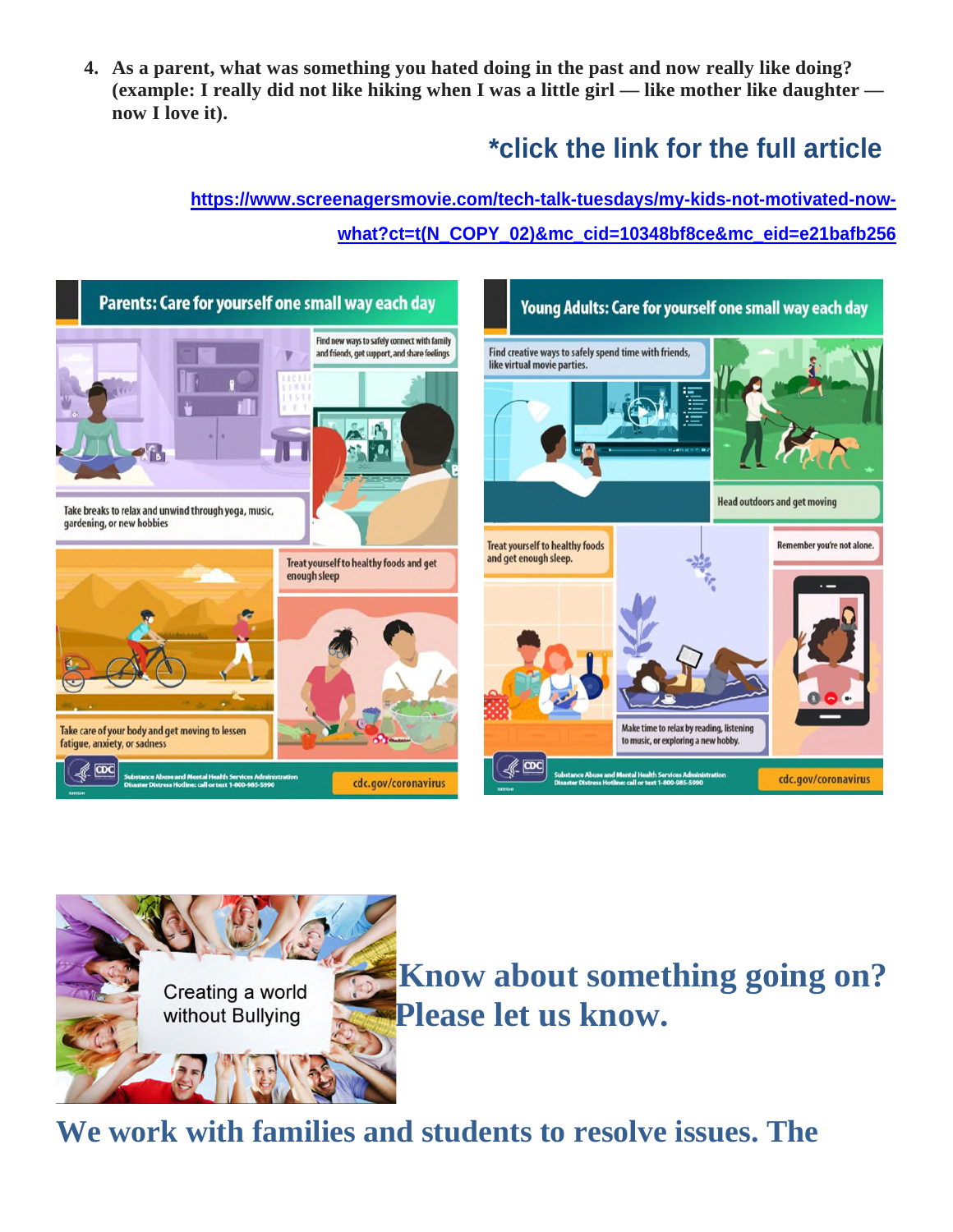4. **As a parent, what was something you hated doing in the past and now really like doing? (example: I really did not like hiking when I was a little girl — like mother like daughter — now I love it).**

## *click the link for the full article

https://www.screenagersmovie.com/tech-talk-tuesdays/my-kids-not-motivated-now-what?ct=t(N_COPY_02)&mc_cid=10348bf8ce&mc_eid=e21bafb256

**Parents: Care for yourself one small way each day**

Find new ways to safely connect with family and friends, get support, and share feelings

Take breaks to relax and unwind through yoga, music, gardening, or new hobbies

Treat yourself to healthy foods and get enough sleep

Take care of your body and get moving to lessen fatigue, anxiety, or sadness

Substance Abuse and Mental Health Services Administration
Disaster Distress Hotline: call or text 1-800-985-5990

cdc.gov/coronavirus

**Young Adults: Care for yourself one small way each day**

Find creative ways to safely spend time with friends, like virtual movie parties.

Head outdoors and get moving

Treat yourself to healthy foods and get enough sleep.

Remember you're not alone.

Make time to relax by reading, listening to music, or exploring a new hobby.

Substance Abuse and Mental Health Services Administration
Disaster Distress Hotline: call or text 1-800-985-5990

cdc.gov/coronavirus

Creating a world without Bullying

## Know about something going on? Please let us know.

## We work with families and students to resolve issues. The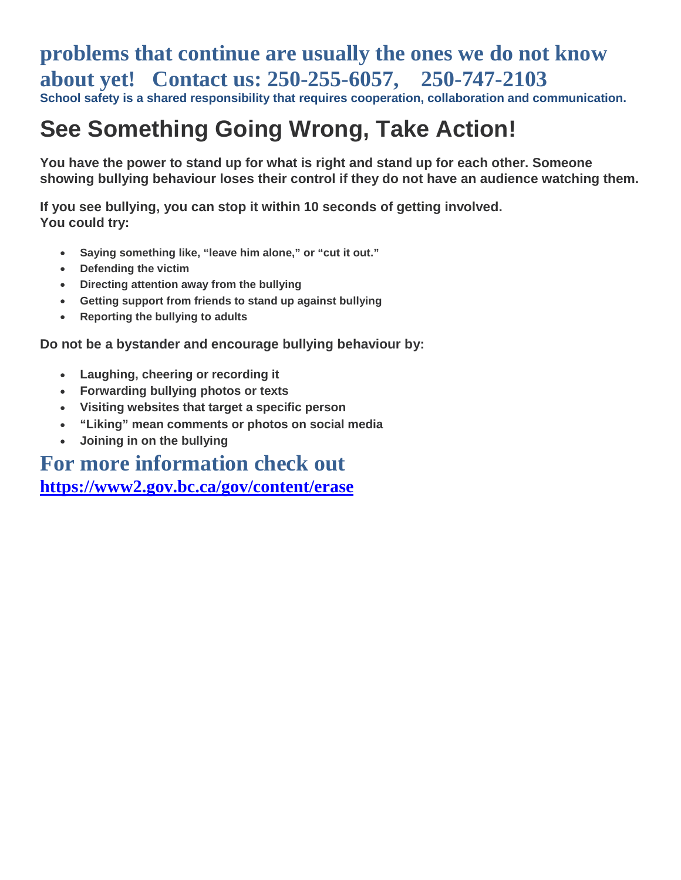**problems that continue are usually the ones we do not know about yet! Contact us: 250-255-6057, 250-747-2103**

**School safety is a shared responsibility that requires cooperation, collaboration and communication.**

# See Something Going Wrong, Take Action!

**You have the power to stand up for what is right and stand up for each other. Someone showing bullying behaviour loses their control if they do not have an audience watching them.**

**If you see bullying, you can stop it within 10 seconds of getting involved.**
**You could try:**

- **Saying something like, "leave him alone," or "cut it out."**
- **Defending the victim**
- **Directing attention away from the bullying**
- **Getting support from friends to stand up against bullying**
- **Reporting the bullying to adults**

**Do not be a bystander and encourage bullying behaviour by:**

- **Laughing, cheering or recording it**
- **Forwarding bullying photos or texts**
- **Visiting websites that target a specific person**
- **"Liking" mean comments or photos on social media**
- **Joining in on the bullying**

## For more information check out

**https://www2.gov.bc.ca/gov/content/erase**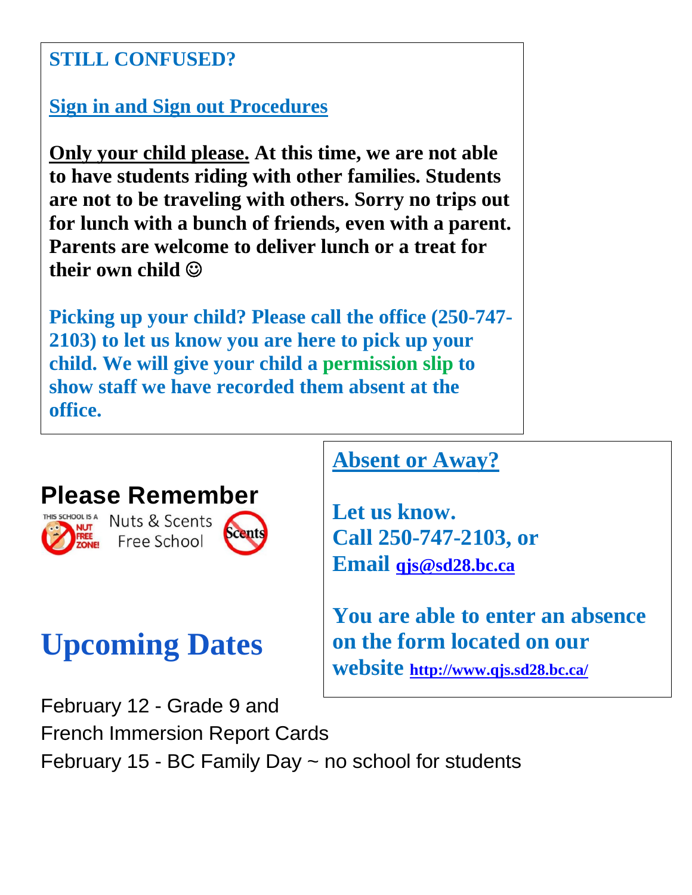**STILL CONFUSED?**

**Sign in and Sign out Procedures**

**Only your child please. At this time, we are not able to have students riding with other families. Students are not to be traveling with others. Sorry no trips out for lunch with a bunch of friends, even with a parent. Parents are welcome to deliver lunch or a treat for their own child ☺**

**Picking up your child? Please call the office (250-747-2103) to let us know you are here to pick up your child. We will give your child a permission slip to show staff we have recorded them absent at the office.**

## Please Remember

THIS SCHOOL IS A NUT FREE ZONE! Nuts & Scents Free School Scents

**Absent or Away?**

**Let us know.**
**Call 250-747-2103, or**
**Email qjs@sd28.bc.ca**

**You are able to enter an absence on the form located on our website http://www.qjs.sd28.bc.ca/**

# Upcoming Dates

February 12 - Grade 9 and French Immersion Report Cards
February 15 - BC Family Day ~ no school for students